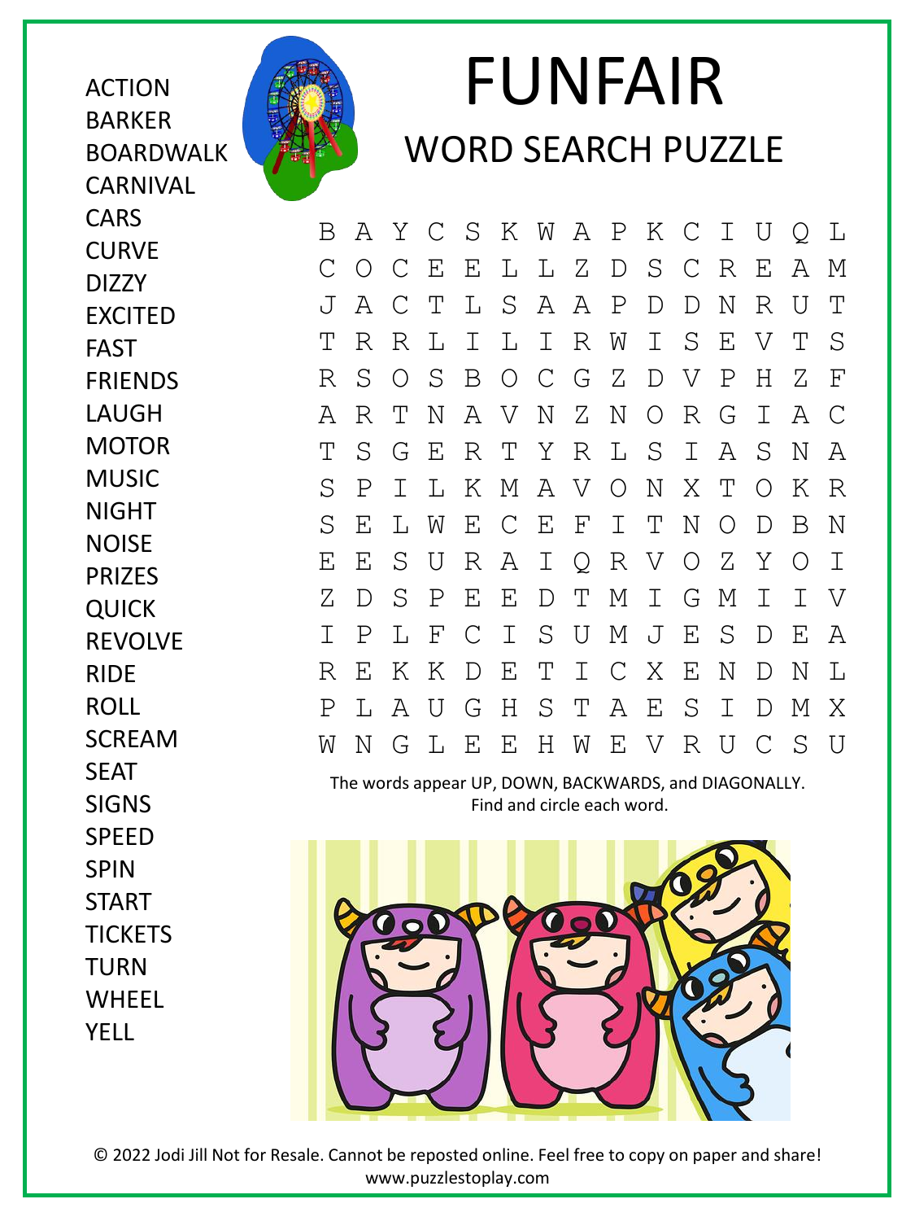# FUNFAIR

## WORD SEARCH PUZZLE

- ACTION
- BARKER
- BOARDWALK
- CARNIVAL
- CARS
- CURVE
- DIZZY
- EXCITED
- FAST
- FRIENDS
- LAUGH
- MOTOR
- MUSIC
- NIGHT
- NOISE
- PRIZES
- QUICK
- REVOLVE
- RIDE
- ROLL
- SCREAM
- SEAT
- SIGNS
- SPEED
- SPIN
- START
- TICKETS
- TURN
- WHEEL
- YELL

```
B A Y C S K W A P K C I U Q L
C O C E E L L Z D S C R E A M
J A C T L S A A P D D N R U T
T R R L I L I R W I S E V T S
R S O S B O C G Z D V P H Z F
A R T N A V N Z N O R G I A C
T S G E R T Y R L S I A S N A
S P I L K M A V O N X T O K R
S E L W E C E F I T N O D B N
E E S U R A I Q R V O Z Y O I
Z D S P E E D T M I G M I I V
I P L F C I S U M J E S D E A
R E K K D E T I C X E N D N L
P L A U G H S T A E S I D M X
W N G L E E H W E V R U C S U
```

The words appear UP, DOWN, BACKWARDS, and DIAGONALLY.
Find and circle each word.

© 2022 Jodi Jill Not for Resale. Cannot be reposted online. Feel free to copy on paper and share!
www.puzzlestoplay.com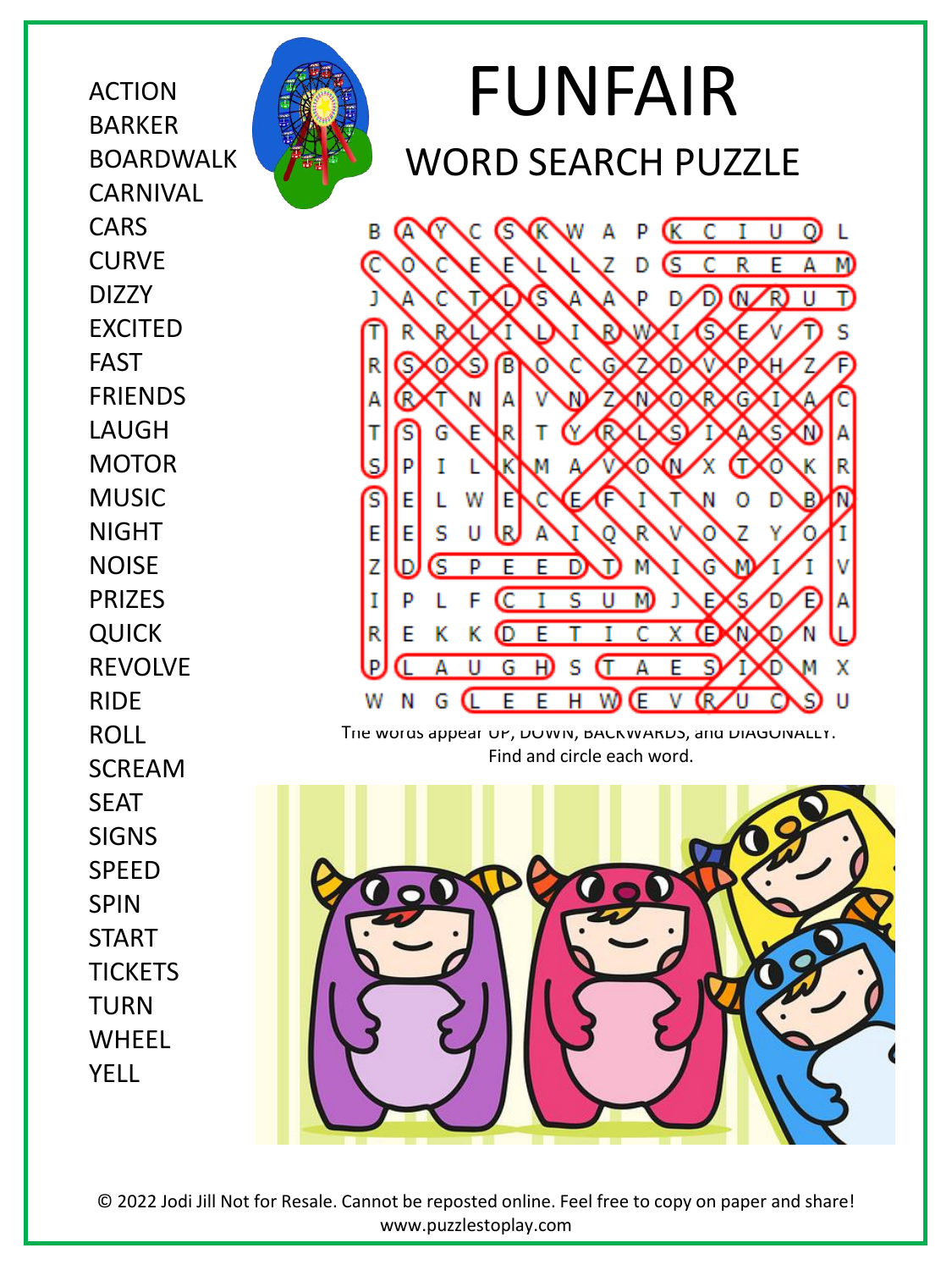# FUNFAIR

## WORD SEARCH PUZZLE

ACTION
BARKER
BOARDWALK
CARNIVAL
CARS
CURVE
DIZZY
EXCITED
FAST
FRIENDS
LAUGH
MOTOR
MUSIC
NIGHT
NOISE
PRIZES
QUICK
REVOLVE
RIDE
ROLL
SCREAM
SEAT
SIGNS
SPEED
SPIN
START
TICKETS
TURN
WHEEL
YELL

| | | | | | | | | | | | | | | |
|---|---|---|---|---|---|---|---|---|---|---|---|---|---|---|
| B | A | Y | C | S | K | W | A | P | K | C | I | U | Q | L |
| C | O | C | E | E | L | L | Z | D | S | C | R | E | A | M |
| J | A | C | T | L | S | A | A | P | D | D | N | R | U | T |
| T | R | R | L | I | L | I | R | W | I | S | E | V | T | S |
| R | S | O | S | B | O | C | G | Z | D | V | P | H | Z | F |
| A | R | T | N | A | V | N | Z | N | O | R | G | I | A | C |
| T | S | G | E | R | T | Y | R | L | S | I | A | S | N | A |
| S | P | I | L | K | M | A | V | O | N | X | T | O | K | R |
| S | E | L | W | E | C | E | F | I | T | N | O | D | B | N |
| E | E | S | U | R | A | I | Q | R | V | O | Z | Y | O | I |
| Z | D | S | P | E | E | D | T | M | I | G | M | I | I | V |
| I | P | L | F | C | I | S | U | M | J | E | S | D | E | A |
| R | E | K | K | D | E | T | I | C | X | E | N | D | N | L |
| P | L | A | U | G | H | S | T | A | E | S | I | D | M | X |
| W | N | G | L | E | E | H | W | E | V | R | U | C | S | U |

The words appear UP, DOWN, BACKWARDS, and DIAGONALLY.
Find and circle each word.

© 2022 Jodi Jill Not for Resale. Cannot be reposted online. Feel free to copy on paper and share!
www.puzzlestoplay.com